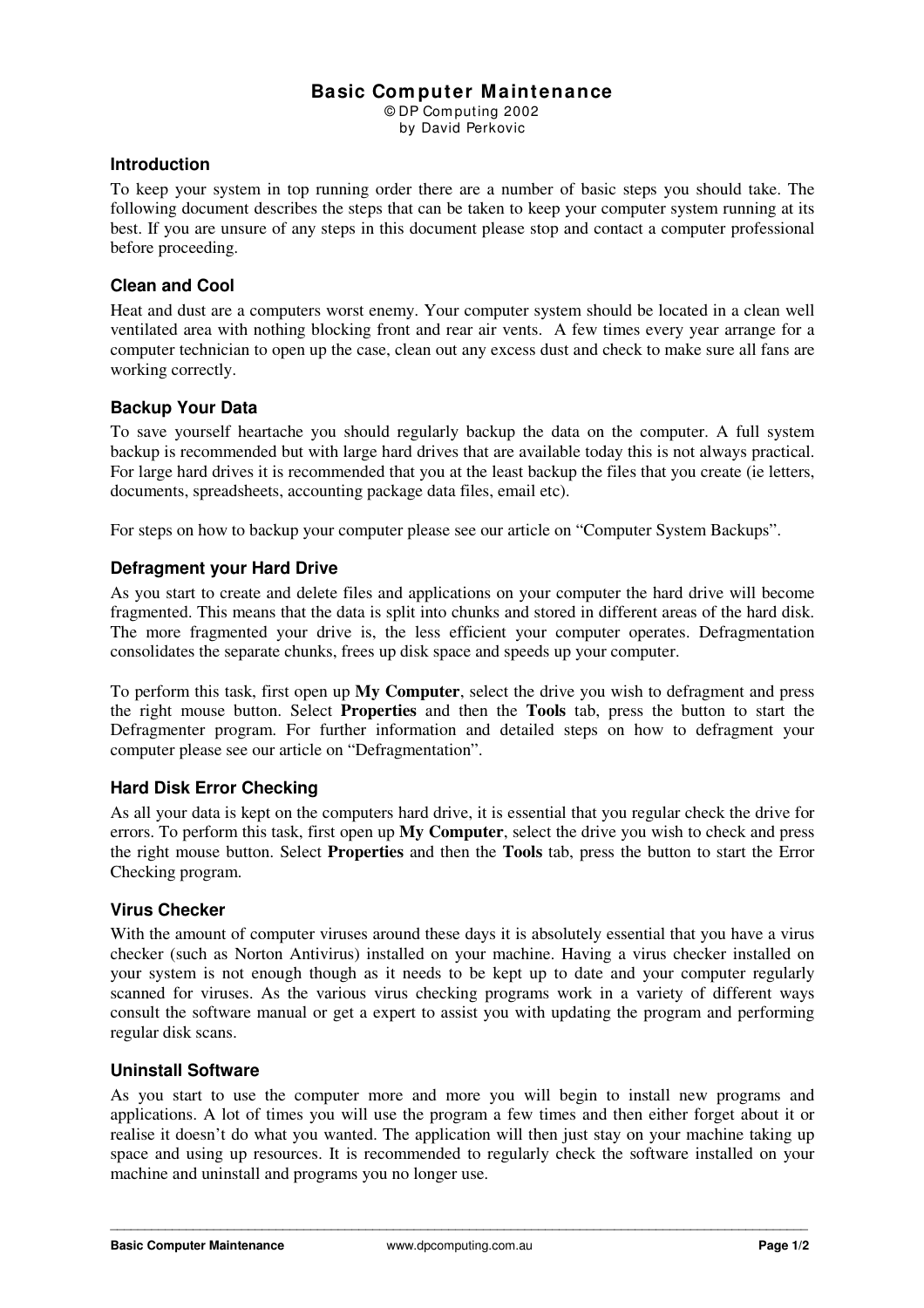# Basic Computer Maintenance

© DP Computing 2002
by David Perkovic

## Introduction

To keep your system in top running order there are a number of basic steps you should take. The following document describes the steps that can be taken to keep your computer system running at its best. If you are unsure of any steps in this document please stop and contact a computer professional before proceeding.

## Clean and Cool

Heat and dust are a computers worst enemy. Your computer system should be located in a clean well ventilated area with nothing blocking front and rear air vents. A few times every year arrange for a computer technician to open up the case, clean out any excess dust and check to make sure all fans are working correctly.

## Backup Your Data

To save yourself heartache you should regularly backup the data on the computer. A full system backup is recommended but with large hard drives that are available today this is not always practical. For large hard drives it is recommended that you at the least backup the files that you create (ie letters, documents, spreadsheets, accounting package data files, email etc).

For steps on how to backup your computer please see our article on "Computer System Backups".

## Defragment your Hard Drive

As you start to create and delete files and applications on your computer the hard drive will become fragmented. This means that the data is split into chunks and stored in different areas of the hard disk. The more fragmented your drive is, the less efficient your computer operates. Defragmentation consolidates the separate chunks, frees up disk space and speeds up your computer.

To perform this task, first open up **My Computer**, select the drive you wish to defragment and press the right mouse button. Select **Properties** and then the **Tools** tab, press the button to start the Defragmenter program. For further information and detailed steps on how to defragment your computer please see our article on "Defragmentation".

## Hard Disk Error Checking

As all your data is kept on the computers hard drive, it is essential that you regular check the drive for errors. To perform this task, first open up **My Computer**, select the drive you wish to check and press the right mouse button. Select **Properties** and then the **Tools** tab, press the button to start the Error Checking program.

## Virus Checker

With the amount of computer viruses around these days it is absolutely essential that you have a virus checker (such as Norton Antivirus) installed on your machine. Having a virus checker installed on your system is not enough though as it needs to be kept up to date and your computer regularly scanned for viruses. As the various virus checking programs work in a variety of different ways consult the software manual or get a expert to assist you with updating the program and performing regular disk scans.

## Uninstall Software

As you start to use the computer more and more you will begin to install new programs and applications. A lot of times you will use the program a few times and then either forget about it or realise it doesn't do what you wanted. The application will then just stay on your machine taking up space and using up resources. It is recommended to regularly check the software installed on your machine and uninstall and programs you no longer use.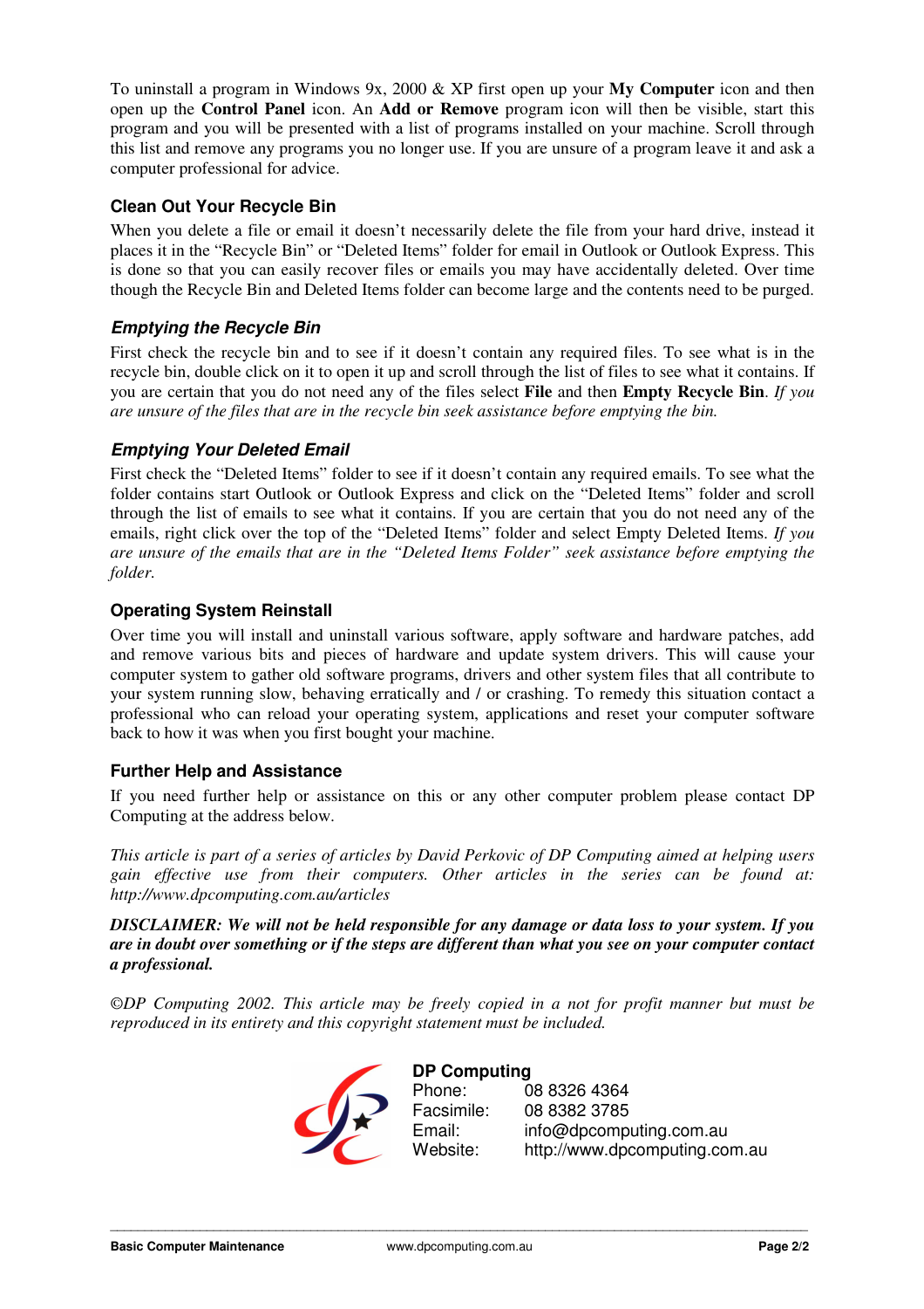To uninstall a program in Windows 9x, 2000 & XP first open up your **My Computer** icon and then open up the **Control Panel** icon. An **Add or Remove** program icon will then be visible, start this program and you will be presented with a list of programs installed on your machine. Scroll through this list and remove any programs you no longer use. If you are unsure of a program leave it and ask a computer professional for advice.

## Clean Out Your Recycle Bin

When you delete a file or email it doesn't necessarily delete the file from your hard drive, instead it places it in the "Recycle Bin" or "Deleted Items" folder for email in Outlook or Outlook Express. This is done so that you can easily recover files or emails you may have accidentally deleted. Over time though the Recycle Bin and Deleted Items folder can become large and the contents need to be purged.

### *Emptying the Recycle Bin*

First check the recycle bin and to see if it doesn't contain any required files. To see what is in the recycle bin, double click on it to open it up and scroll through the list of files to see what it contains. If you are certain that you do not need any of the files select **File** and then **Empty Recycle Bin**. *If you are unsure of the files that are in the recycle bin seek assistance before emptying the bin.*

### *Emptying Your Deleted Email*

First check the "Deleted Items" folder to see if it doesn't contain any required emails. To see what the folder contains start Outlook or Outlook Express and click on the "Deleted Items" folder and scroll through the list of emails to see what it contains. If you are certain that you do not need any of the emails, right click over the top of the "Deleted Items" folder and select Empty Deleted Items. *If you are unsure of the emails that are in the "Deleted Items Folder" seek assistance before emptying the folder.*

## Operating System Reinstall

Over time you will install and uninstall various software, apply software and hardware patches, add and remove various bits and pieces of hardware and update system drivers. This will cause your computer system to gather old software programs, drivers and other system files that all contribute to your system running slow, behaving erratically and / or crashing. To remedy this situation contact a professional who can reload your operating system, applications and reset your computer software back to how it was when you first bought your machine.

## Further Help and Assistance

If you need further help or assistance on this or any other computer problem please contact DP Computing at the address below.

*This article is part of a series of articles by David Perkovic of DP Computing aimed at helping users gain effective use from their computers. Other articles in the series can be found at: http://www.dpcomputing.com.au/articles*

***DISCLAIMER: We will not be held responsible for any damage or data loss to your system. If you are in doubt over something or if the steps are different than what you see on your computer contact a professional.***

*©DP Computing 2002. This article may be freely copied in a not for profit manner but must be reproduced in its entirety and this copyright statement must be included.*

**DP Computing**

| | |
|---|---|
| Phone: | 08 8326 4364 |
| Facsimile: | 08 8382 3785 |
| Email: | info@dpcomputing.com.au |
| Website: | http://www.dpcomputing.com.au |